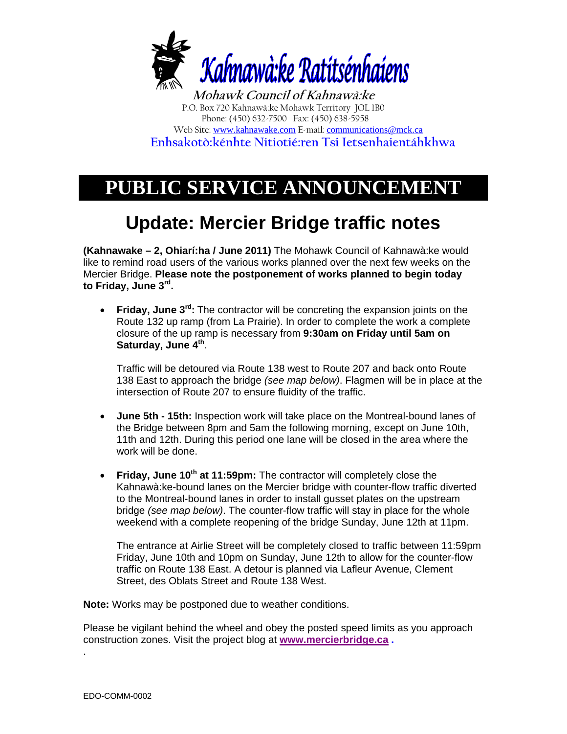# Kahnawà:ke Ratitsénhaiens

**Mohawk Council of Kahnawà:ke**

P.O. Box 720 Kahnawà:ke Mohawk Territory JOL 1B0
Phone: (450) 632-7500 Fax: (450) 638-5958
Web Site: www.kahnawake.com E-mail: communications@mck.ca

**Enhsakotò:kénhte Nitiotié:ren Tsi Ietsenhaientáhkhwa**

# PUBLIC SERVICE ANNOUNCEMENT

## Update: Mercier Bridge traffic notes

**(Kahnawake – 2, Ohiarí:ha / June 2011)** The Mohawk Council of Kahnawà:ke would like to remind road users of the various works planned over the next few weeks on the Mercier Bridge. **Please note the postponement of works planned to begin today to Friday, June 3rd.**

- **Friday, June 3rd:** The contractor will be concreting the expansion joints on the Route 132 up ramp (from La Prairie). In order to complete the work a complete closure of the up ramp is necessary from **9:30am on Friday until 5am on Saturday, June 4th**.

  Traffic will be detoured via Route 138 west to Route 207 and back onto Route 138 East to approach the bridge *(see map below)*. Flagmen will be in place at the intersection of Route 207 to ensure fluidity of the traffic.

- **June 5th - 15th:** Inspection work will take place on the Montreal-bound lanes of the Bridge between 8pm and 5am the following morning, except on June 10th, 11th and 12th. During this period one lane will be closed in the area where the work will be done.

- **Friday, June 10th at 11:59pm:** The contractor will completely close the Kahnawà:ke-bound lanes on the Mercier bridge with counter-flow traffic diverted to the Montreal-bound lanes in order to install gusset plates on the upstream bridge *(see map below)*. The counter-flow traffic will stay in place for the whole weekend with a complete reopening of the bridge Sunday, June 12th at 11pm.

  The entrance at Airlie Street will be completely closed to traffic between 11:59pm Friday, June 10th and 10pm on Sunday, June 12th to allow for the counter-flow traffic on Route 138 East. A detour is planned via Lafleur Avenue, Clement Street, des Oblats Street and Route 138 West.

**Note:** Works may be postponed due to weather conditions.

Please be vigilant behind the wheel and obey the posted speed limits as you approach construction zones. Visit the project blog at **www.mercierbridge.ca .**

.

EDO-COMM-0002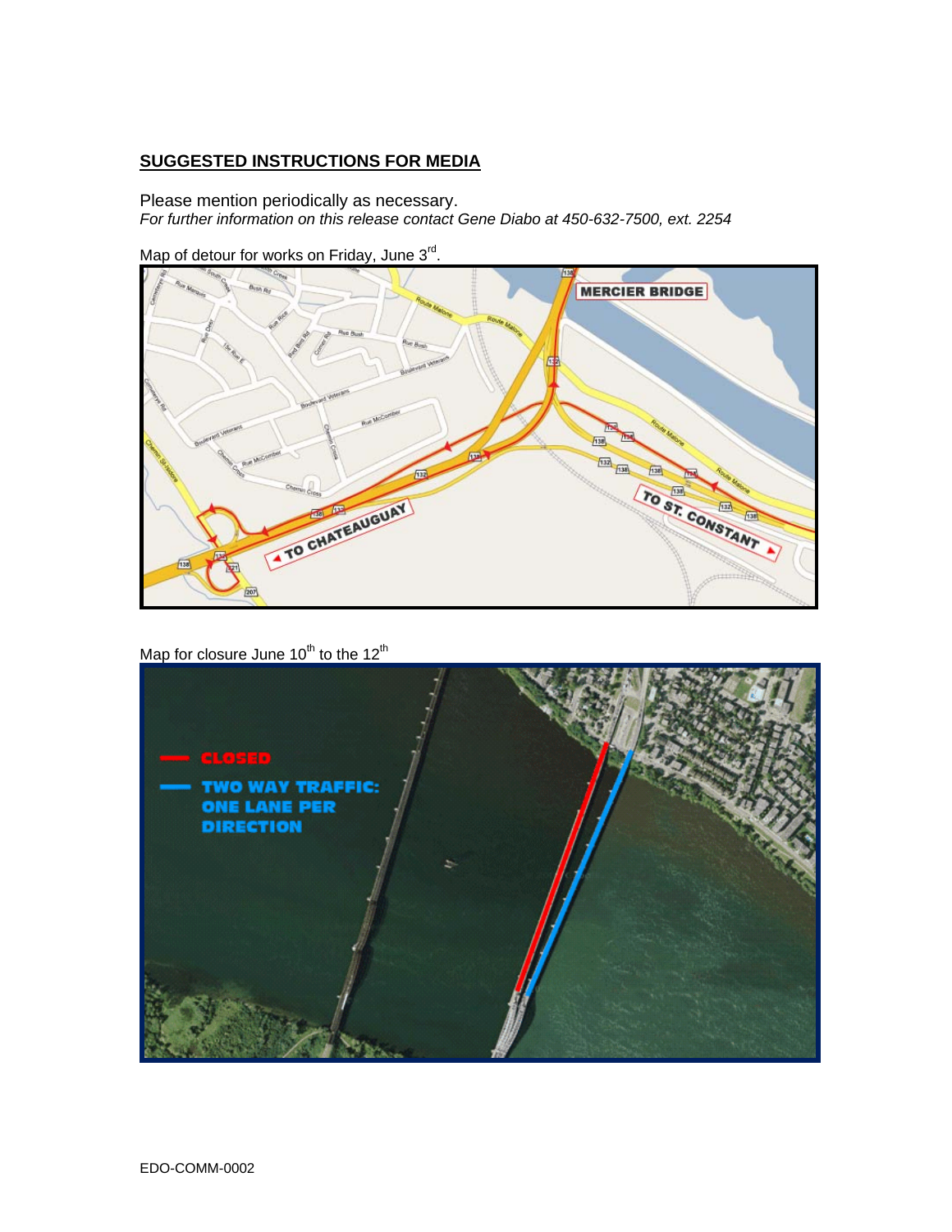## SUGGESTED INSTRUCTIONS FOR MEDIA

Please mention periodically as necessary.
*For further information on this release contact Gene Diabo at 450-632-7500, ext. 2254*

Map of detour for works on Friday, June 3rd.

MERCIER BRIDGE

TO CHATEAUGUAY

TO ST. CONSTANT

Map for closure June 10th to the 12th

CLOSED

TWO WAY TRAFFIC: ONE LANE PER DIRECTION

EDO-COMM-0002